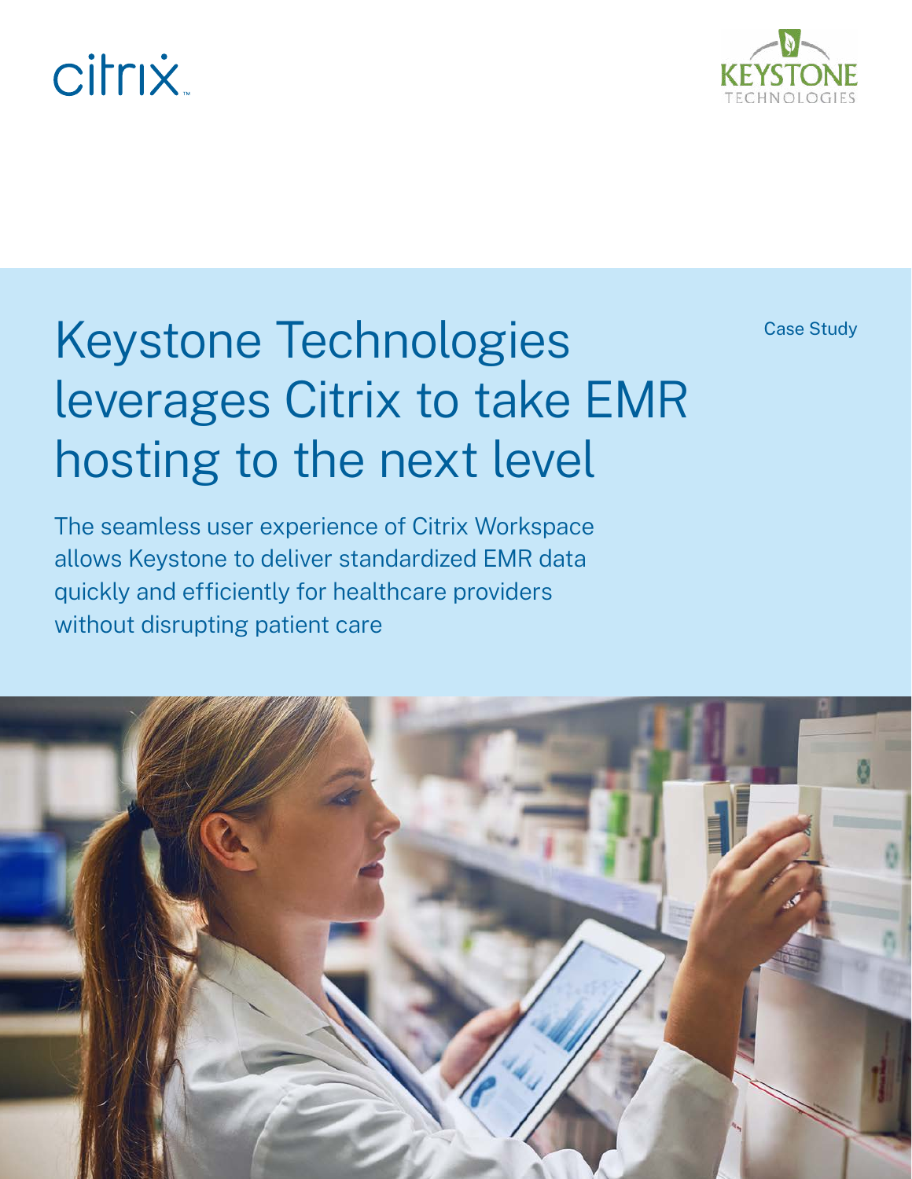Case Study

# Keystone Technologies leverages Citrix to take EMR hosting to the next level

The seamless user experience of Citrix Workspace allows Keystone to deliver standardized EMR data quickly and efficiently for healthcare providers without disrupting patient care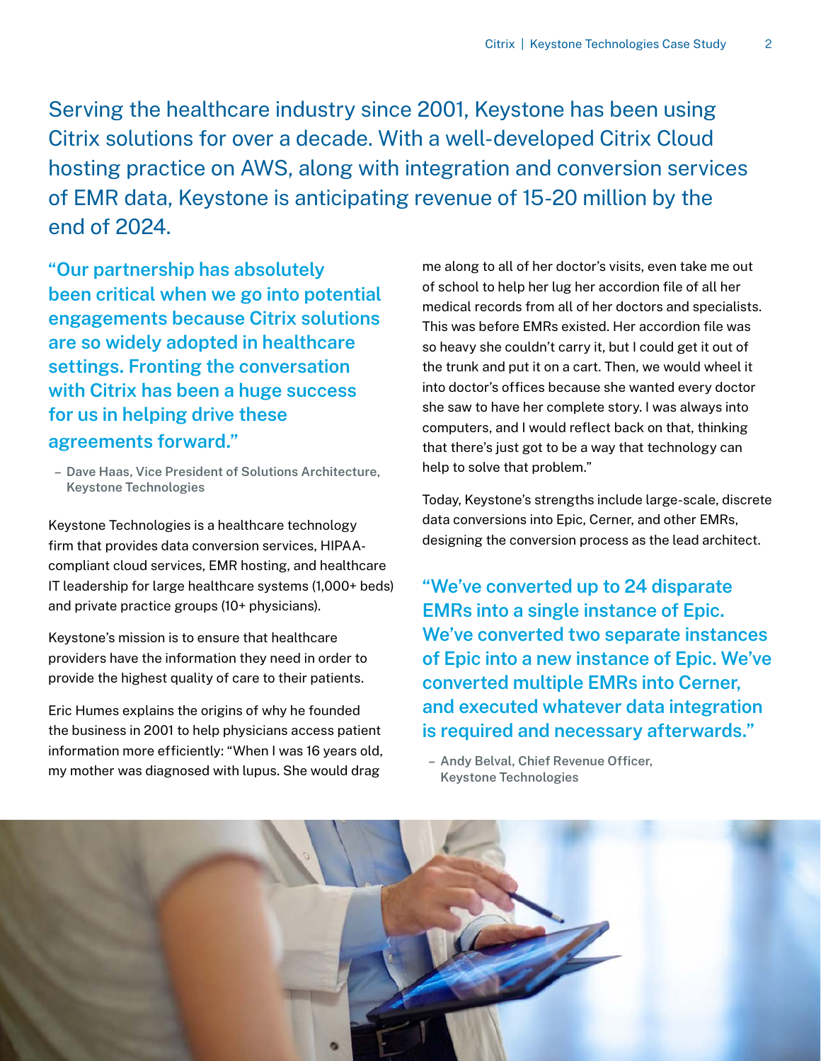Serving the healthcare industry since 2001, Keystone has been using Citrix solutions for over a decade. With a well-developed Citrix Cloud hosting practice on AWS, along with integration and conversion services of EMR data, Keystone is anticipating revenue of 15-20 million by the end of 2024.

> **"Our partnership has absolutely been critical when we go into potential engagements because Citrix solutions are so widely adopted in healthcare settings. Fronting the conversation with Citrix has been a huge success for us in helping drive these agreements forward."**
>
> – Dave Haas, Vice President of Solutions Architecture, Keystone Technologies

Keystone Technologies is a healthcare technology firm that provides data conversion services, HIPAA-compliant cloud services, EMR hosting, and healthcare IT leadership for large healthcare systems (1,000+ beds) and private practice groups (10+ physicians).

Keystone's mission is to ensure that healthcare providers have the information they need in order to provide the highest quality of care to their patients.

Eric Humes explains the origins of why he founded the business in 2001 to help physicians access patient information more efficiently: "When I was 16 years old, my mother was diagnosed with lupus. She would drag me along to all of her doctor's visits, even take me out of school to help her lug her accordion file of all her medical records from all of her doctors and specialists. This was before EMRs existed. Her accordion file was so heavy she couldn't carry it, but I could get it out of the trunk and put it on a cart. Then, we would wheel it into doctor's offices because she wanted every doctor she saw to have her complete story. I was always into computers, and I would reflect back on that, thinking that there's just got to be a way that technology can help to solve that problem."

Today, Keystone's strengths include large-scale, discrete data conversions into Epic, Cerner, and other EMRs, designing the conversion process as the lead architect.

> **"We've converted up to 24 disparate EMRs into a single instance of Epic. We've converted two separate instances of Epic into a new instance of Epic. We've converted multiple EMRs into Cerner, and executed whatever data integration is required and necessary afterwards."**
>
> – Andy Belval, Chief Revenue Officer, Keystone Technologies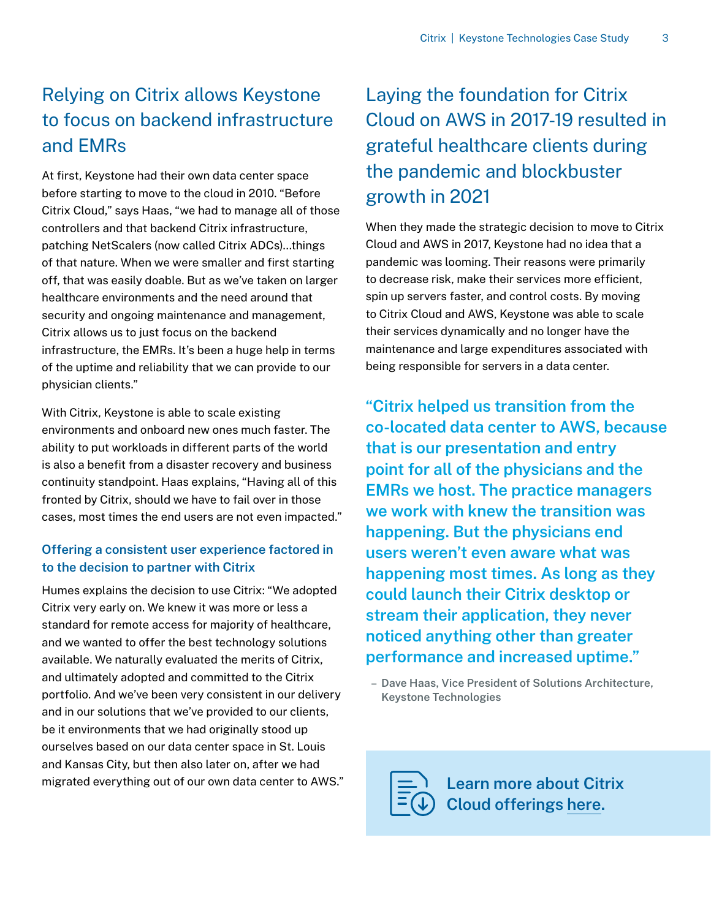## Relying on Citrix allows Keystone to focus on backend infrastructure and EMRs

At first, Keystone had their own data center space before starting to move to the cloud in 2010. "Before Citrix Cloud," says Haas, "we had to manage all of those controllers and that backend Citrix infrastructure, patching NetScalers (now called Citrix ADCs)…things of that nature. When we were smaller and first starting off, that was easily doable. But as we've taken on larger healthcare environments and the need around that security and ongoing maintenance and management, Citrix allows us to just focus on the backend infrastructure, the EMRs. It's been a huge help in terms of the uptime and reliability that we can provide to our physician clients."

With Citrix, Keystone is able to scale existing environments and onboard new ones much faster. The ability to put workloads in different parts of the world is also a benefit from a disaster recovery and business continuity standpoint. Haas explains, "Having all of this fronted by Citrix, should we have to fail over in those cases, most times the end users are not even impacted."

### Offering a consistent user experience factored in to the decision to partner with Citrix

Humes explains the decision to use Citrix: "We adopted Citrix very early on. We knew it was more or less a standard for remote access for majority of healthcare, and we wanted to offer the best technology solutions available. We naturally evaluated the merits of Citrix, and ultimately adopted and committed to the Citrix portfolio. And we've been very consistent in our delivery and in our solutions that we've provided to our clients, be it environments that we had originally stood up ourselves based on our data center space in St. Louis and Kansas City, but then also later on, after we had migrated everything out of our own data center to AWS."

## Laying the foundation for Citrix Cloud on AWS in 2017-19 resulted in grateful healthcare clients during the pandemic and blockbuster growth in 2021

When they made the strategic decision to move to Citrix Cloud and AWS in 2017, Keystone had no idea that a pandemic was looming. Their reasons were primarily to decrease risk, make their services more efficient, spin up servers faster, and control costs. By moving to Citrix Cloud and AWS, Keystone was able to scale their services dynamically and no longer have the maintenance and large expenditures associated with being responsible for servers in a data center.

> **"Citrix helped us transition from the co-located data center to AWS, because that is our presentation and entry point for all of the physicians and the EMRs we host. The practice managers we work with knew the transition was happening. But the physicians end users weren't even aware what was happening most times. As long as they could launch their Citrix desktop or stream their application, they never noticed anything other than greater performance and increased uptime."**
>
> – Dave Haas, Vice President of Solutions Architecture, Keystone Technologies

**Learn more about Citrix Cloud offerings here.**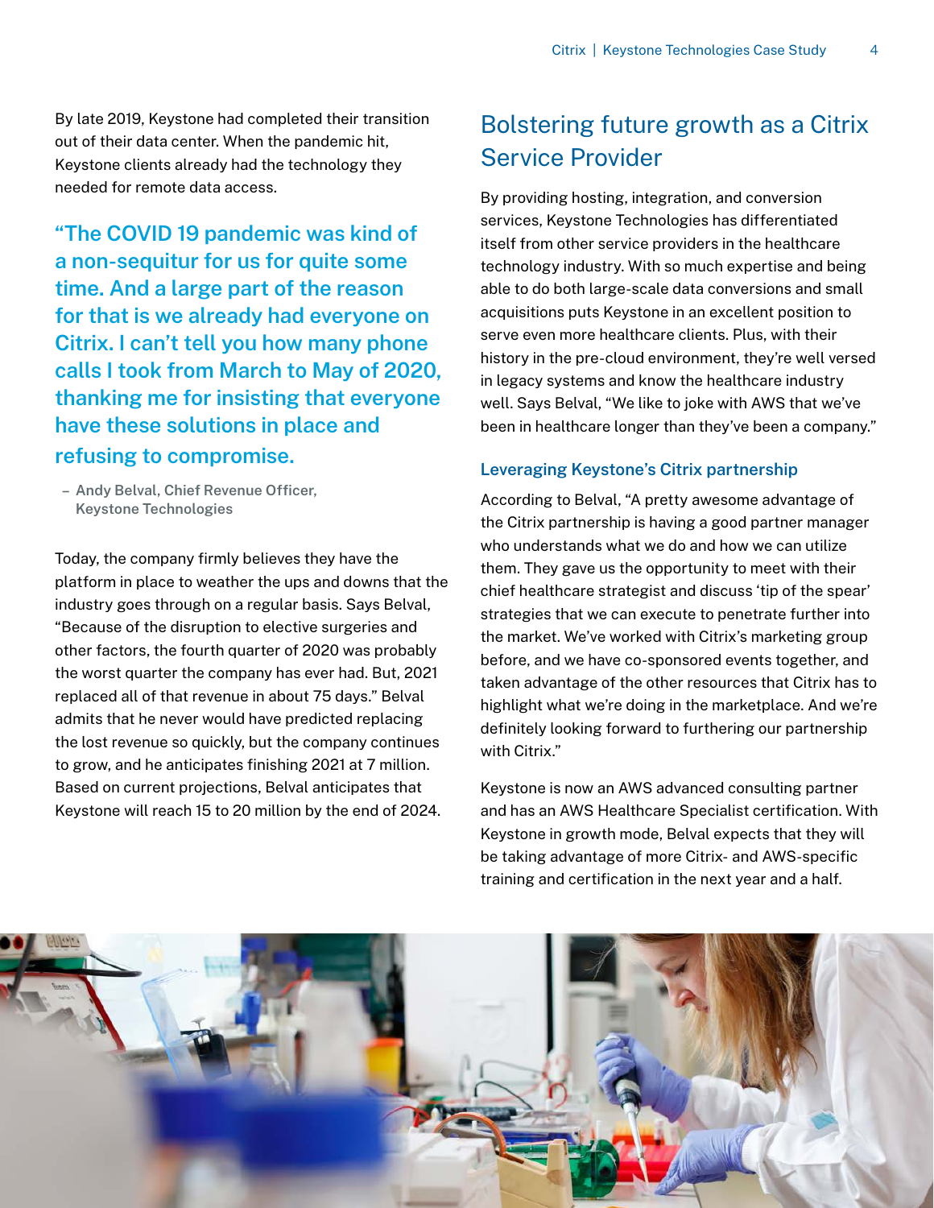By late 2019, Keystone had completed their transition out of their data center. When the pandemic hit, Keystone clients already had the technology they needed for remote data access.

> **"The COVID 19 pandemic was kind of a non-sequitur for us for quite some time. And a large part of the reason for that is we already had everyone on Citrix. I can't tell you how many phone calls I took from March to May of 2020, thanking me for insisting that everyone have these solutions in place and refusing to compromise.**
>
> – Andy Belval, Chief Revenue Officer, Keystone Technologies

Today, the company firmly believes they have the platform in place to weather the ups and downs that the industry goes through on a regular basis. Says Belval, "Because of the disruption to elective surgeries and other factors, the fourth quarter of 2020 was probably the worst quarter the company has ever had. But, 2021 replaced all of that revenue in about 75 days." Belval admits that he never would have predicted replacing the lost revenue so quickly, but the company continues to grow, and he anticipates finishing 2021 at 7 million. Based on current projections, Belval anticipates that Keystone will reach 15 to 20 million by the end of 2024.

## Bolstering future growth as a Citrix Service Provider

By providing hosting, integration, and conversion services, Keystone Technologies has differentiated itself from other service providers in the healthcare technology industry. With so much expertise and being able to do both large-scale data conversions and small acquisitions puts Keystone in an excellent position to serve even more healthcare clients. Plus, with their history in the pre-cloud environment, they're well versed in legacy systems and know the healthcare industry well. Says Belval, "We like to joke with AWS that we've been in healthcare longer than they've been a company."

### Leveraging Keystone's Citrix partnership

According to Belval, "A pretty awesome advantage of the Citrix partnership is having a good partner manager who understands what we do and how we can utilize them. They gave us the opportunity to meet with their chief healthcare strategist and discuss 'tip of the spear' strategies that we can execute to penetrate further into the market. We've worked with Citrix's marketing group before, and we have co-sponsored events together, and taken advantage of the other resources that Citrix has to highlight what we're doing in the marketplace. And we're definitely looking forward to furthering our partnership with Citrix."

Keystone is now an AWS advanced consulting partner and has an AWS Healthcare Specialist certification. With Keystone in growth mode, Belval expects that they will be taking advantage of more Citrix- and AWS-specific training and certification in the next year and a half.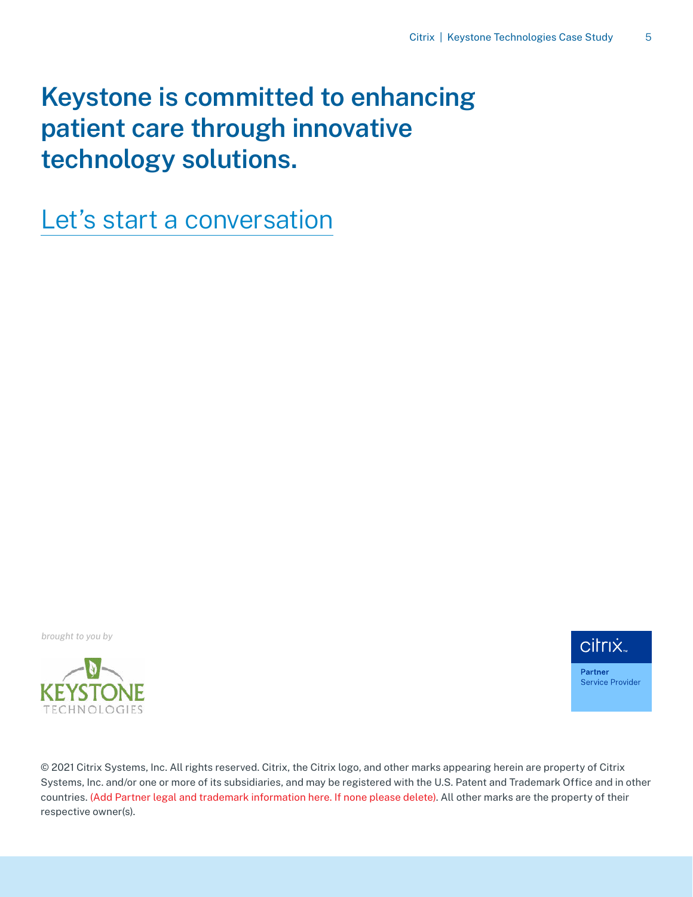# Keystone is committed to enhancing patient care through innovative technology solutions.

Let's start a conversation

*brought to you by*

KEYSTONE TECHNOLOGIES

citrix

**Partner**
Service Provider

© 2021 Citrix Systems, Inc. All rights reserved. Citrix, the Citrix logo, and other marks appearing herein are property of Citrix Systems, Inc. and/or one or more of its subsidiaries, and may be registered with the U.S. Patent and Trademark Office and in other countries. (Add Partner legal and trademark information here. If none please delete). All other marks are the property of their respective owner(s).